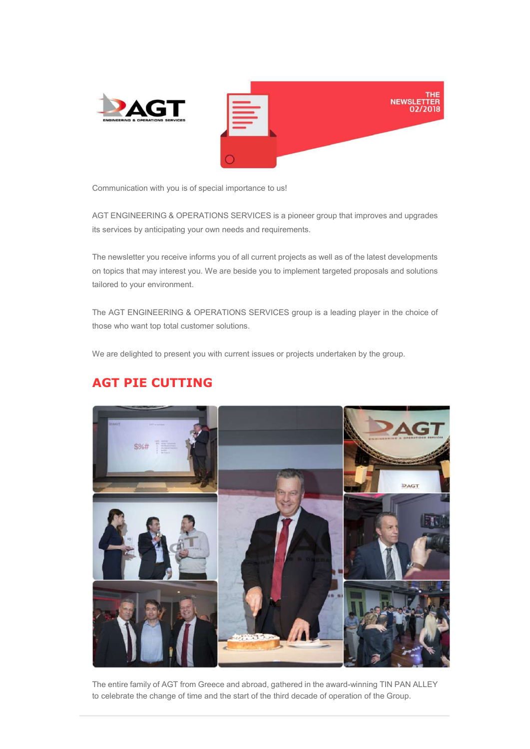THE NEWSLETTER 02/2018

Communication with you is of special importance to us!

AGT ENGINEERING & OPERATIONS SERVICES is a pioneer group that improves and upgrades its services by anticipating your own needs and requirements.

The newsletter you receive informs you of all current projects as well as of the latest developments on topics that may interest you. We are beside you to implement targeted proposals and solutions tailored to your environment.

The AGT ENGINEERING & OPERATIONS SERVICES group is a leading player in the choice of those who want top total customer solutions.

We are delighted to present you with current issues or projects undertaken by the group.

## AGT PIE CUTTING

The entire family of AGT from Greece and abroad, gathered in the award-winning TIN PAN ALLEY to celebrate the change of time and the start of the third decade of operation of the Group.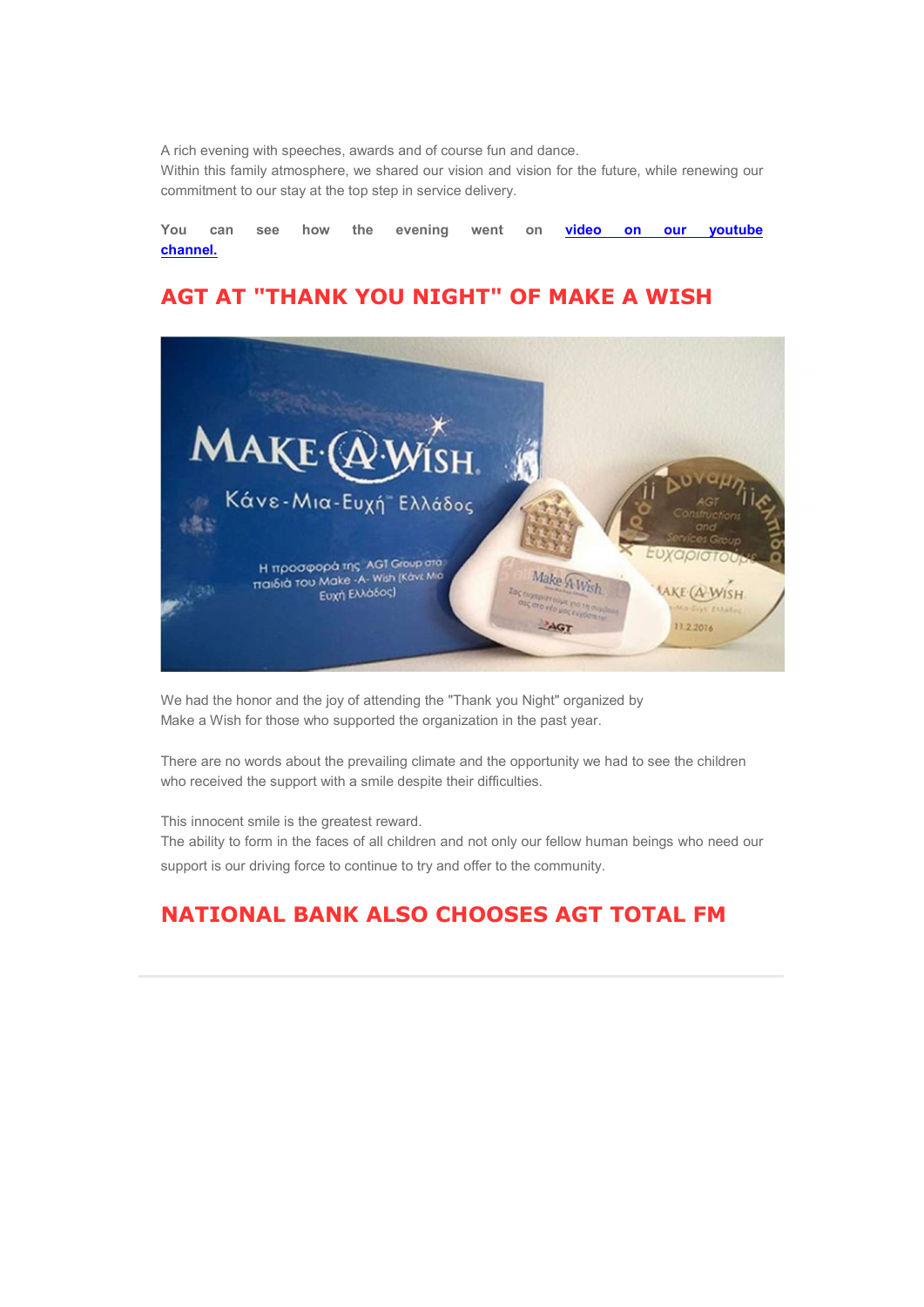A rich evening with speeches, awards and of course fun and dance.
Within this family atmosphere, we shared our vision and vision for the future, while renewing our commitment to our stay at the top step in service delivery.

You can see how the evening went on [video on our youtube channel.]

## AGT AT "THANK YOU NIGHT" OF MAKE A WISH

We had the honor and the joy of attending the "Thank you Night" organized by Make a Wish for those who supported the organization in the past year.

There are no words about the prevailing climate and the opportunity we had to see the children who received the support with a smile despite their difficulties.

This innocent smile is the greatest reward.
The ability to form in the faces of all children and not only our fellow human beings who need our support is our driving force to continue to try and offer to the community.

## NATIONAL BANK ALSO CHOOSES AGT TOTAL FM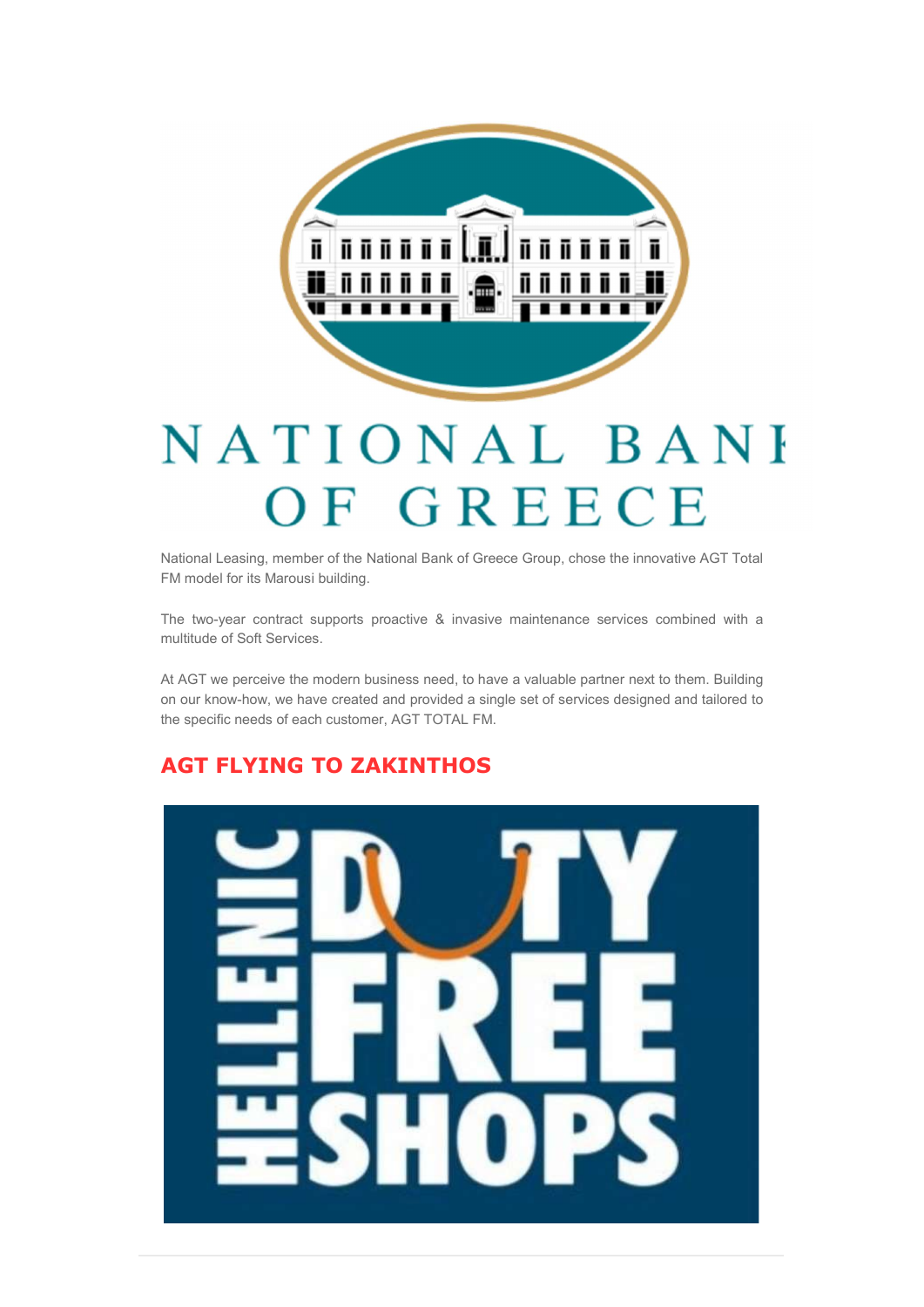National Leasing, member of the National Bank of Greece Group, chose the innovative AGT Total FM model for its Marousi building.

The two-year contract supports proactive & invasive maintenance services combined with a multitude of Soft Services.

At AGT we perceive the modern business need, to have a valuable partner next to them. Building on our know-how, we have created and provided a single set of services designed and tailored to the specific needs of each customer, AGT TOTAL FM.

## AGT FLYING TO ZAKINTHOS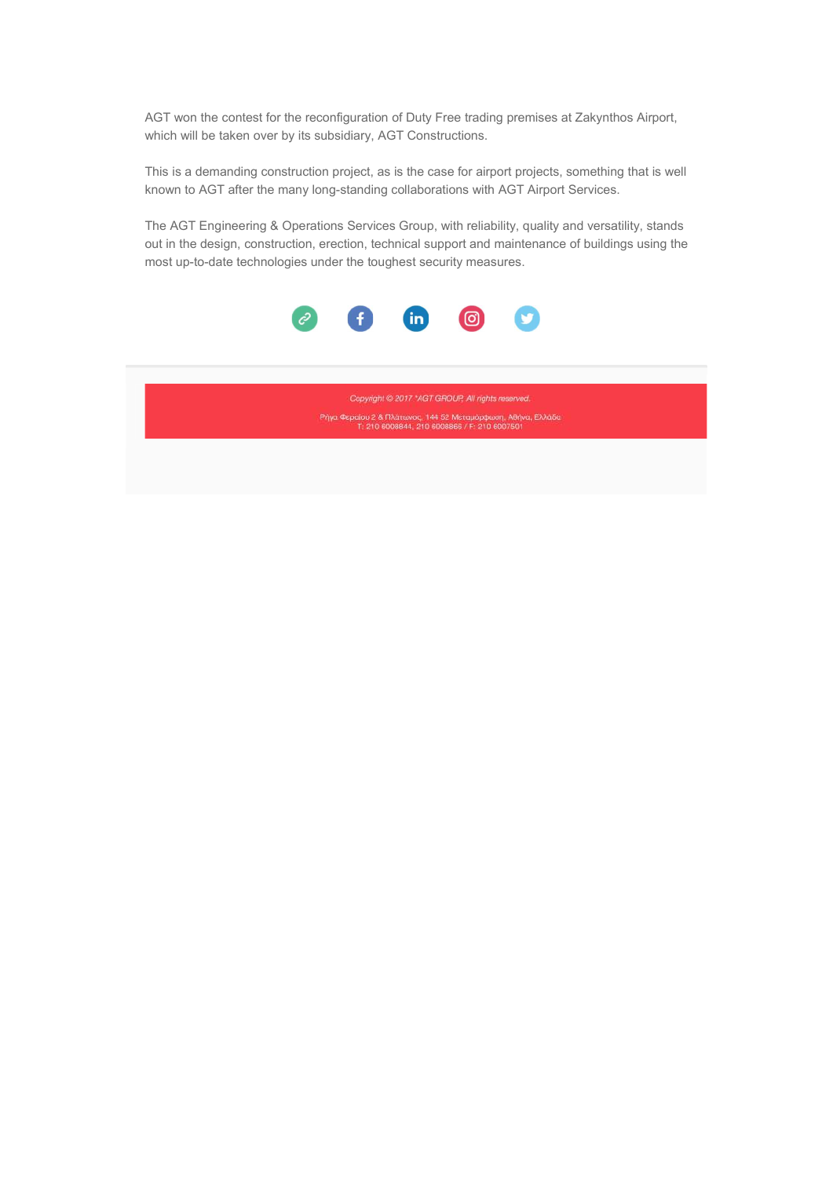AGT won the contest for the reconfiguration of Duty Free trading premises at Zakynthos Airport, which will be taken over by its subsidiary, AGT Constructions.

This is a demanding construction project, as is the case for airport projects, something that is well known to AGT after the many long-standing collaborations with AGT Airport Services.

The AGT Engineering & Operations Services Group, with reliability, quality and versatility, stands out in the design, construction, erection, technical support and maintenance of buildings using the most up-to-date technologies under the toughest security measures.

*Copyright © 2017 *AGT GROUP, All rights reserved.*

Ρήγα Φεραίου 2 & Πλάτωνος, 144 52 Μεταμόρφωση, Αθήνα, Ελλάδα
T: 210 6008844, 210 6008868 / F: 210 6007501